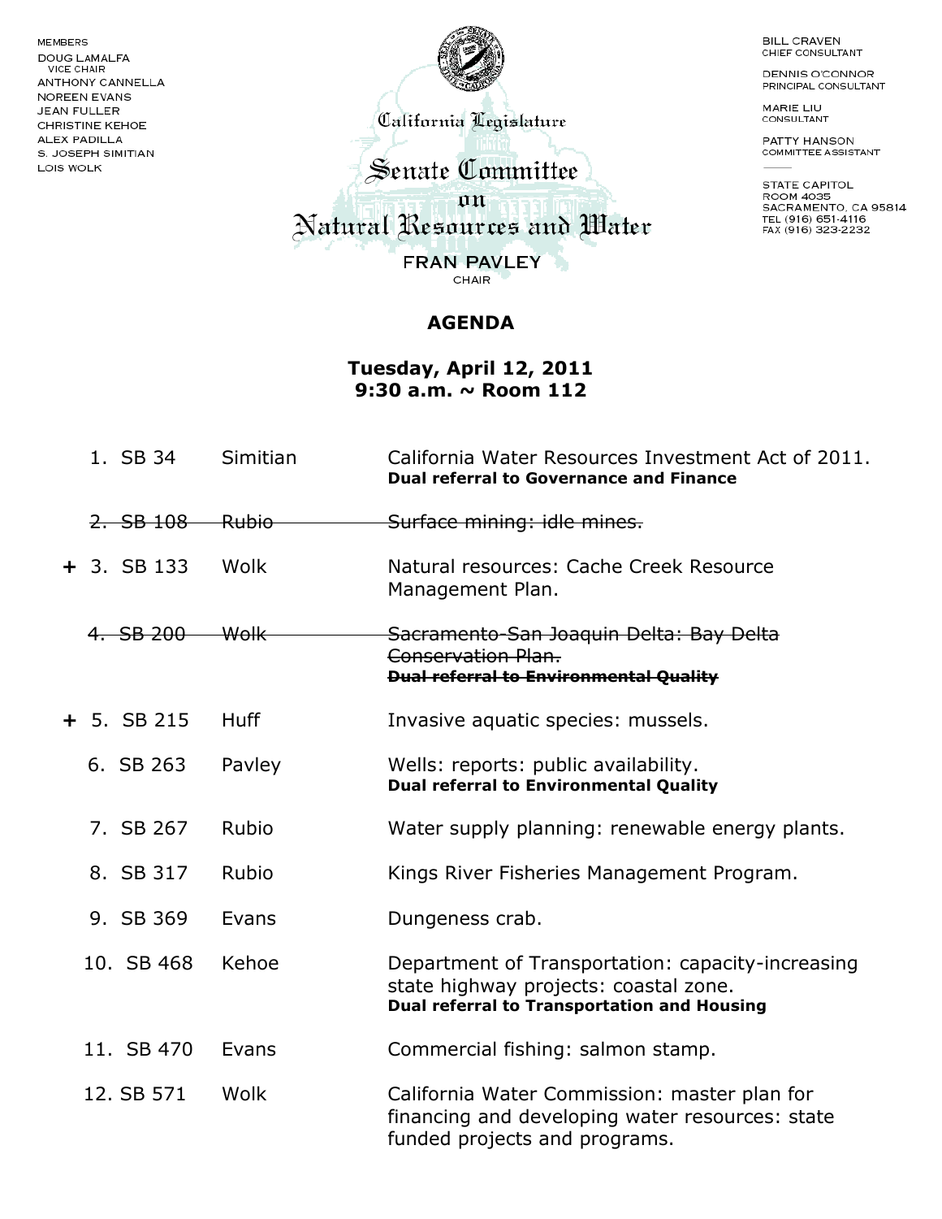MEMBERS
DOUG LAMALFA
VICE CHAIR
ANTHONY CANNELLA
NOREEN EVANS
JEAN FULLER
CHRISTINE KEHOE
ALEX PADILLA
S. JOSEPH SIMITIAN
LOIS WOLK

California Legislature

# Senate Committee on Natural Resources and Water

FRAN PAVLEY
CHAIR

BILL CRAVEN
CHIEF CONSULTANT

DENNIS O'CONNOR
PRINCIPAL CONSULTANT

MARIE LIU
CONSULTANT

PATTY HANSON
COMMITTEE ASSISTANT

STATE CAPITOL
ROOM 4035
SACRAMENTO, CA 95814
TEL (916) 651-4116
FAX (916) 323-2232

## AGENDA

**Tuesday, April 12, 2011**
**9:30 a.m. ~ Room 112**

| | No. | Bill | Author | Subject |
|---|---|---|---|---|
| | 1. | SB 34 | Simitian | California Water Resources Investment Act of 2011. **Dual referral to Governance and Finance** |
| | ~~2.~~ | ~~SB 108~~ | ~~Rubio~~ | ~~Surface mining: idle mines.~~ |
| + | 3. | SB 133 | Wolk | Natural resources: Cache Creek Resource Management Plan. |
| | ~~4.~~ | ~~SB 200~~ | ~~Wolk~~ | ~~Sacramento-San Joaquin Delta: Bay Delta Conservation Plan.~~ ~~**Dual referral to Environmental Quality**~~ |
| + | 5. | SB 215 | Huff | Invasive aquatic species: mussels. |
| | 6. | SB 263 | Pavley | Wells: reports: public availability. **Dual referral to Environmental Quality** |
| | 7. | SB 267 | Rubio | Water supply planning: renewable energy plants. |
| | 8. | SB 317 | Rubio | Kings River Fisheries Management Program. |
| | 9. | SB 369 | Evans | Dungeness crab. |
| | 10. | SB 468 | Kehoe | Department of Transportation: capacity-increasing state highway projects: coastal zone. **Dual referral to Transportation and Housing** |
| | 11. | SB 470 | Evans | Commercial fishing: salmon stamp. |
| | 12. | SB 571 | Wolk | California Water Commission: master plan for financing and developing water resources: state funded projects and programs. |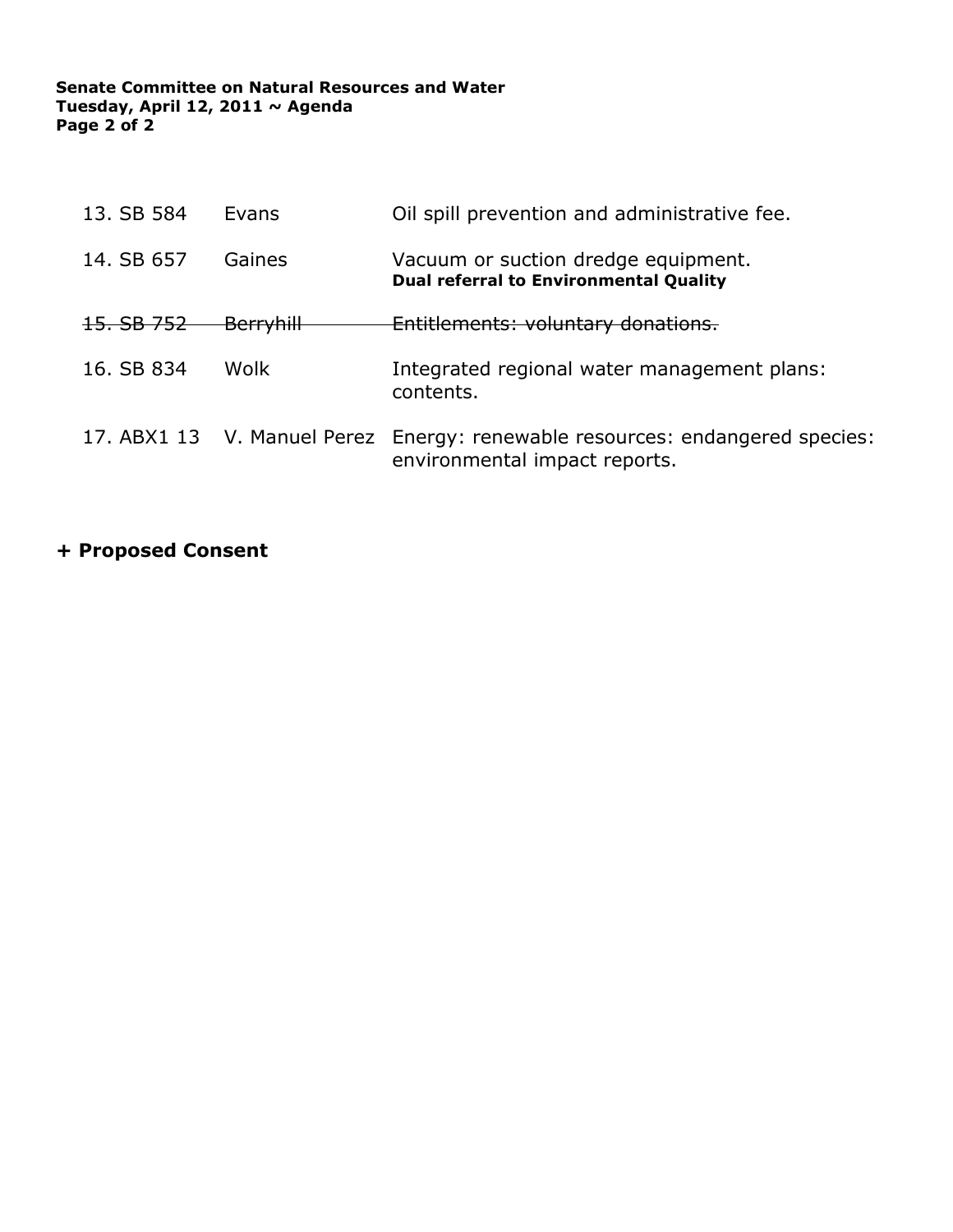| | | |
|---|---|---|
| 13. SB 584 | Evans | Oil spill prevention and administrative fee. |
| 14. SB 657 | Gaines | Vacuum or suction dredge equipment. **Dual referral to Environmental Quality** |
| ~~15. SB 752~~ | ~~Berryhill~~ | ~~Entitlements: voluntary donations.~~ |
| 16. SB 834 | Wolk | Integrated regional water management plans: contents. |
| 17. ABX1 13 | V. Manuel Perez | Energy: renewable resources: endangered species: environmental impact reports. |

**+ Proposed Consent**